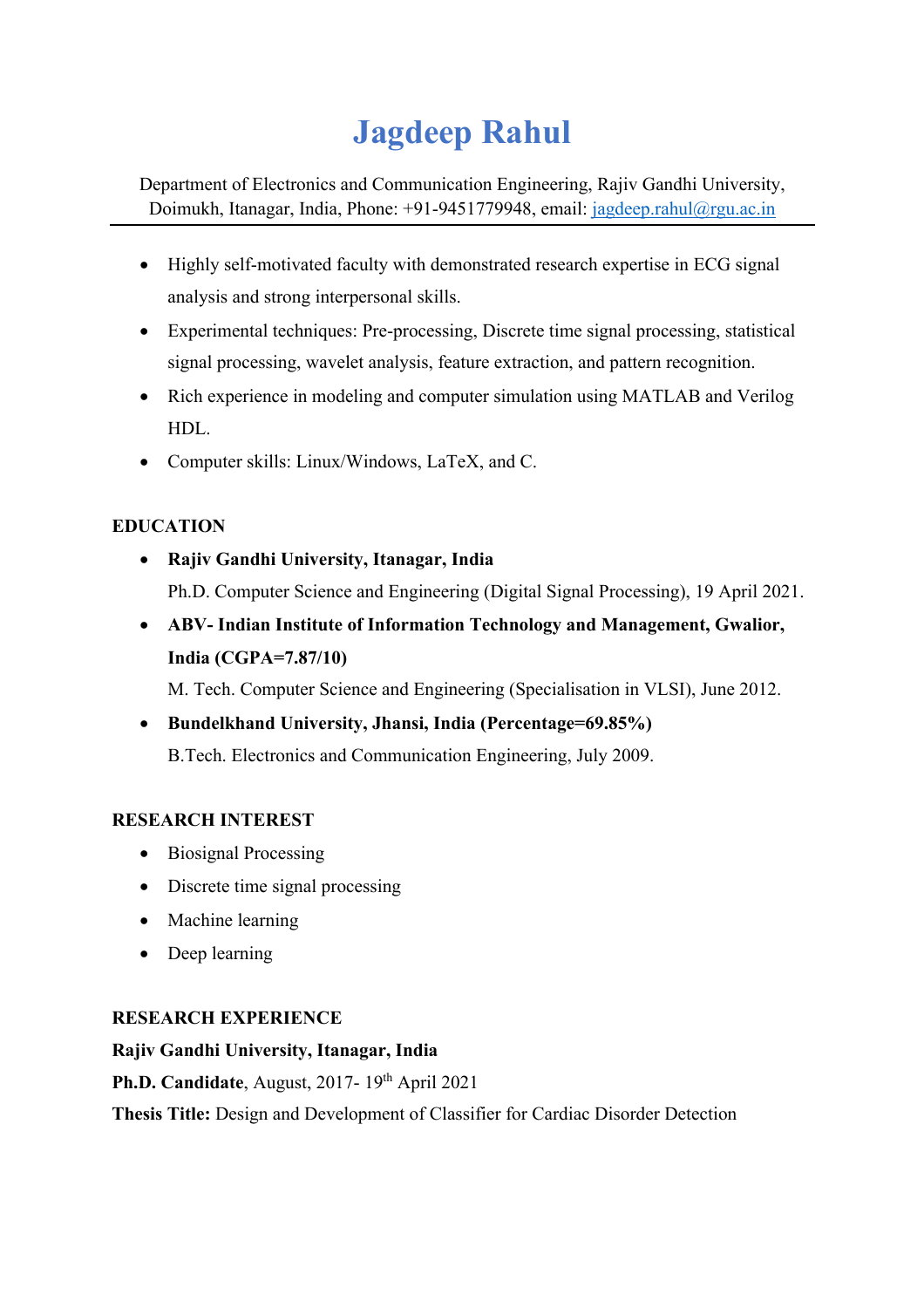# Jagdeep Rahul

Department of Electronics and Communication Engineering, Rajiv Gandhi University, Doimukh, Itanagar, India, Phone: +91-9451779948, email: jagdeep.rahul@rgu.ac.in

---

- Highly self-motivated faculty with demonstrated research expertise in ECG signal analysis and strong interpersonal skills.
- Experimental techniques: Pre-processing, Discrete time signal processing, statistical signal processing, wavelet analysis, feature extraction, and pattern recognition.
- Rich experience in modeling and computer simulation using MATLAB and Verilog HDL.
- Computer skills: Linux/Windows, LaTeX, and C.

## EDUCATION

- **Rajiv Gandhi University, Itanagar, India**
  Ph.D. Computer Science and Engineering (Digital Signal Processing), 19 April 2021.
- **ABV- Indian Institute of Information Technology and Management, Gwalior, India (CGPA=7.87/10)**
  M. Tech. Computer Science and Engineering (Specialisation in VLSI), June 2012.
- **Bundelkhand University, Jhansi, India (Percentage=69.85%)**
  B.Tech. Electronics and Communication Engineering, July 2009.

## RESEARCH INTEREST

- Biosignal Processing
- Discrete time signal processing
- Machine learning
- Deep learning

## RESEARCH EXPERIENCE

**Rajiv Gandhi University, Itanagar, India**

**Ph.D. Candidate**, August, 2017- 19th April 2021

**Thesis Title:** Design and Development of Classifier for Cardiac Disorder Detection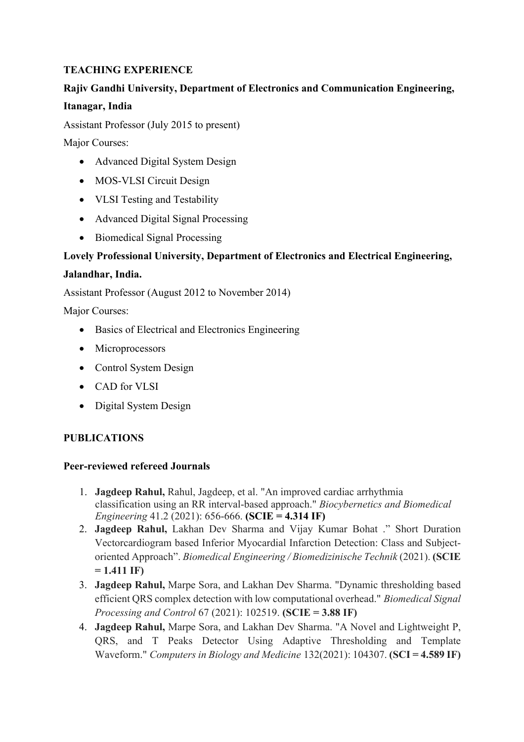## TEACHING EXPERIENCE

**Rajiv Gandhi University, Department of Electronics and Communication Engineering, Itanagar, India**

Assistant Professor (July 2015 to present)

Major Courses:

- Advanced Digital System Design
- MOS-VLSI Circuit Design
- VLSI Testing and Testability
- Advanced Digital Signal Processing
- Biomedical Signal Processing

**Lovely Professional University, Department of Electronics and Electrical Engineering, Jalandhar, India.**

Assistant Professor (August 2012 to November 2014)

Major Courses:

- Basics of Electrical and Electronics Engineering
- Microprocessors
- Control System Design
- CAD for VLSI
- Digital System Design

## PUBLICATIONS

### Peer-reviewed refereed Journals

1. **Jagdeep Rahul,** Rahul, Jagdeep, et al. "An improved cardiac arrhythmia classification using an RR interval-based approach." *Biocybernetics and Biomedical Engineering* 41.2 (2021): 656-666. **(SCIE = 4.314 IF)**
2. **Jagdeep Rahul,** Lakhan Dev Sharma and Vijay Kumar Bohat ." Short Duration Vectorcardiogram based Inferior Myocardial Infarction Detection: Class and Subject-oriented Approach". *Biomedical Engineering / Biomedizinische Technik* (2021). **(SCIE = 1.411 IF)**
3. **Jagdeep Rahul,** Marpe Sora, and Lakhan Dev Sharma. "Dynamic thresholding based efficient QRS complex detection with low computational overhead." *Biomedical Signal Processing and Control* 67 (2021): 102519. **(SCIE = 3.88 IF)**
4. **Jagdeep Rahul,** Marpe Sora, and Lakhan Dev Sharma. "A Novel and Lightweight P, QRS, and T Peaks Detector Using Adaptive Thresholding and Template Waveform." *Computers in Biology and Medicine* 132(2021): 104307. **(SCI = 4.589 IF)**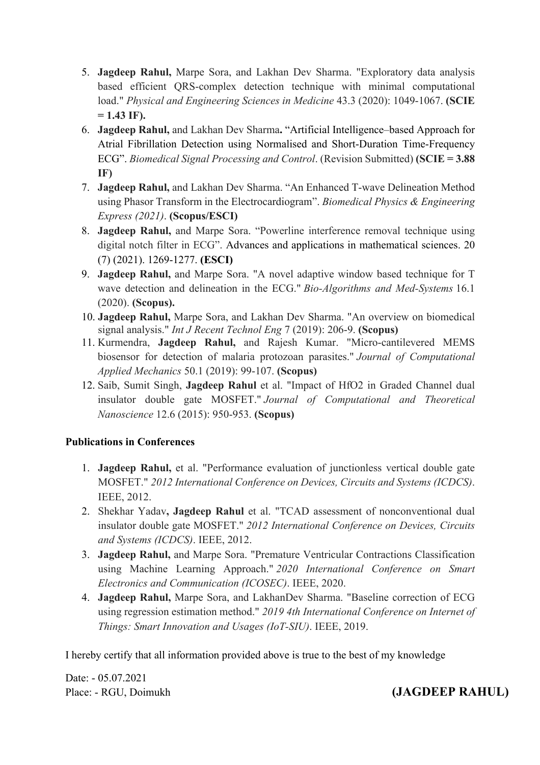5. **Jagdeep Rahul,** Marpe Sora, and Lakhan Dev Sharma. "Exploratory data analysis based efficient QRS-complex detection technique with minimal computational load." *Physical and Engineering Sciences in Medicine* 43.3 (2020): 1049-1067. **(SCIE = 1.43 IF).**
6. **Jagdeep Rahul,** and Lakhan Dev Sharma**.** "Artificial Intelligence–based Approach for Atrial Fibrillation Detection using Normalised and Short-Duration Time-Frequency ECG". *Biomedical Signal Processing and Control*. (Revision Submitted) **(SCIE = 3.88 IF)**
7. **Jagdeep Rahul,** and Lakhan Dev Sharma. "An Enhanced T-wave Delineation Method using Phasor Transform in the Electrocardiogram". *Biomedical Physics & Engineering Express (2021)*. **(Scopus/ESCI)**
8. **Jagdeep Rahul,** and Marpe Sora. "Powerline interference removal technique using digital notch filter in ECG". Advances and applications in mathematical sciences. 20 (7) (2021). 1269-1277. **(ESCI)**
9. **Jagdeep Rahul,** and Marpe Sora. "A novel adaptive window based technique for T wave detection and delineation in the ECG." *Bio-Algorithms and Med-Systems* 16.1 (2020). **(Scopus).**
10. **Jagdeep Rahul,** Marpe Sora, and Lakhan Dev Sharma. "An overview on biomedical signal analysis." *Int J Recent Technol Eng* 7 (2019): 206-9. **(Scopus)**
11. Kurmendra, **Jagdeep Rahul,** and Rajesh Kumar. "Micro-cantilevered MEMS biosensor for detection of malaria protozoan parasites." *Journal of Computational Applied Mechanics* 50.1 (2019): 99-107. **(Scopus)**
12. Saib, Sumit Singh, **Jagdeep Rahul** et al. "Impact of HfO2 in Graded Channel dual insulator double gate MOSFET." *Journal of Computational and Theoretical Nanoscience* 12.6 (2015): 950-953. **(Scopus)**

**Publications in Conferences**

1. **Jagdeep Rahul,** et al. "Performance evaluation of junctionless vertical double gate MOSFET." *2012 International Conference on Devices, Circuits and Systems (ICDCS)*. IEEE, 2012.
2. Shekhar Yadav**, Jagdeep Rahul** et al. "TCAD assessment of nonconventional dual insulator double gate MOSFET." *2012 International Conference on Devices, Circuits and Systems (ICDCS)*. IEEE, 2012.
3. **Jagdeep Rahul,** and Marpe Sora. "Premature Ventricular Contractions Classification using Machine Learning Approach." *2020 International Conference on Smart Electronics and Communication (ICOSEC)*. IEEE, 2020.
4. **Jagdeep Rahul,** Marpe Sora, and LakhanDev Sharma. "Baseline correction of ECG using regression estimation method." *2019 4th International Conference on Internet of Things: Smart Innovation and Usages (IoT-SIU)*. IEEE, 2019.

I hereby certify that all information provided above is true to the best of my knowledge

Date: - 05.07.2021

Place: - RGU, Doimukh

**(JAGDEEP RAHUL)**